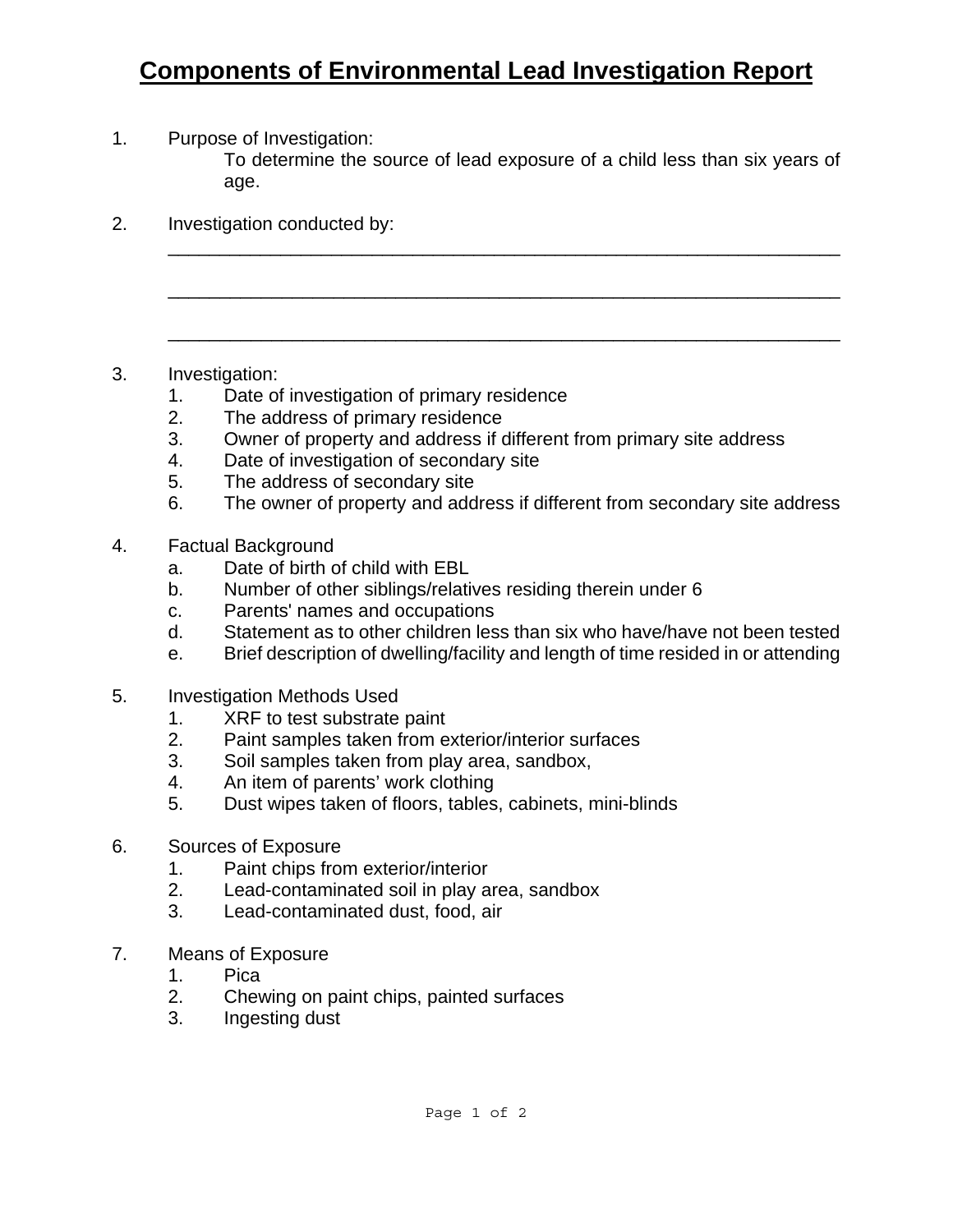# Components of Environmental Lead Investigation Report

1. Purpose of Investigation:

   To determine the source of lead exposure of a child less than six years of age.

2. Investigation conducted by:

   _______________________________________________________________

   _______________________________________________________________

   _______________________________________________________________

3. Investigation:
   1. Date of investigation of primary residence
   2. The address of primary residence
   3. Owner of property and address if different from primary site address
   4. Date of investigation of secondary site
   5. The address of secondary site
   6. The owner of property and address if different from secondary site address

4. Factual Background
   a. Date of birth of child with EBL
   b. Number of other siblings/relatives residing therein under 6
   c. Parents' names and occupations
   d. Statement as to other children less than six who have/have not been tested
   e. Brief description of dwelling/facility and length of time resided in or attending

5. Investigation Methods Used
   1. XRF to test substrate paint
   2. Paint samples taken from exterior/interior surfaces
   3. Soil samples taken from play area, sandbox,
   4. An item of parents' work clothing
   5. Dust wipes taken of floors, tables, cabinets, mini-blinds

6. Sources of Exposure
   1. Paint chips from exterior/interior
   2. Lead-contaminated soil in play area, sandbox
   3. Lead-contaminated dust, food, air

7. Means of Exposure
   1. Pica
   2. Chewing on paint chips, painted surfaces
   3. Ingesting dust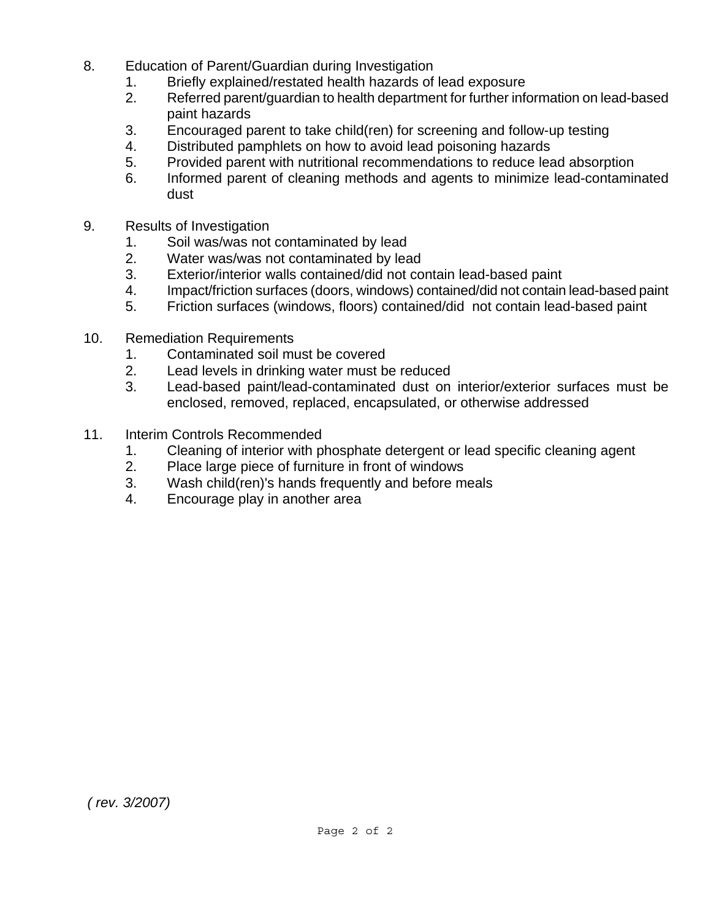8. Education of Parent/Guardian during Investigation
    1. Briefly explained/restated health hazards of lead exposure
    2. Referred parent/guardian to health department for further information on lead-based paint hazards
    3. Encouraged parent to take child(ren) for screening and follow-up testing
    4. Distributed pamphlets on how to avoid lead poisoning hazards
    5. Provided parent with nutritional recommendations to reduce lead absorption
    6. Informed parent of cleaning methods and agents to minimize lead-contaminated dust

9. Results of Investigation
    1. Soil was/was not contaminated by lead
    2. Water was/was not contaminated by lead
    3. Exterior/interior walls contained/did not contain lead-based paint
    4. Impact/friction surfaces (doors, windows) contained/did not contain lead-based paint
    5. Friction surfaces (windows, floors) contained/did not contain lead-based paint

10. Remediation Requirements
    1. Contaminated soil must be covered
    2. Lead levels in drinking water must be reduced
    3. Lead-based paint/lead-contaminated dust on interior/exterior surfaces must be enclosed, removed, replaced, encapsulated, or otherwise addressed

11. Interim Controls Recommended
    1. Cleaning of interior with phosphate detergent or lead specific cleaning agent
    2. Place large piece of furniture in front of windows
    3. Wash child(ren)'s hands frequently and before meals
    4. Encourage play in another area

*( rev. 3/2007)*